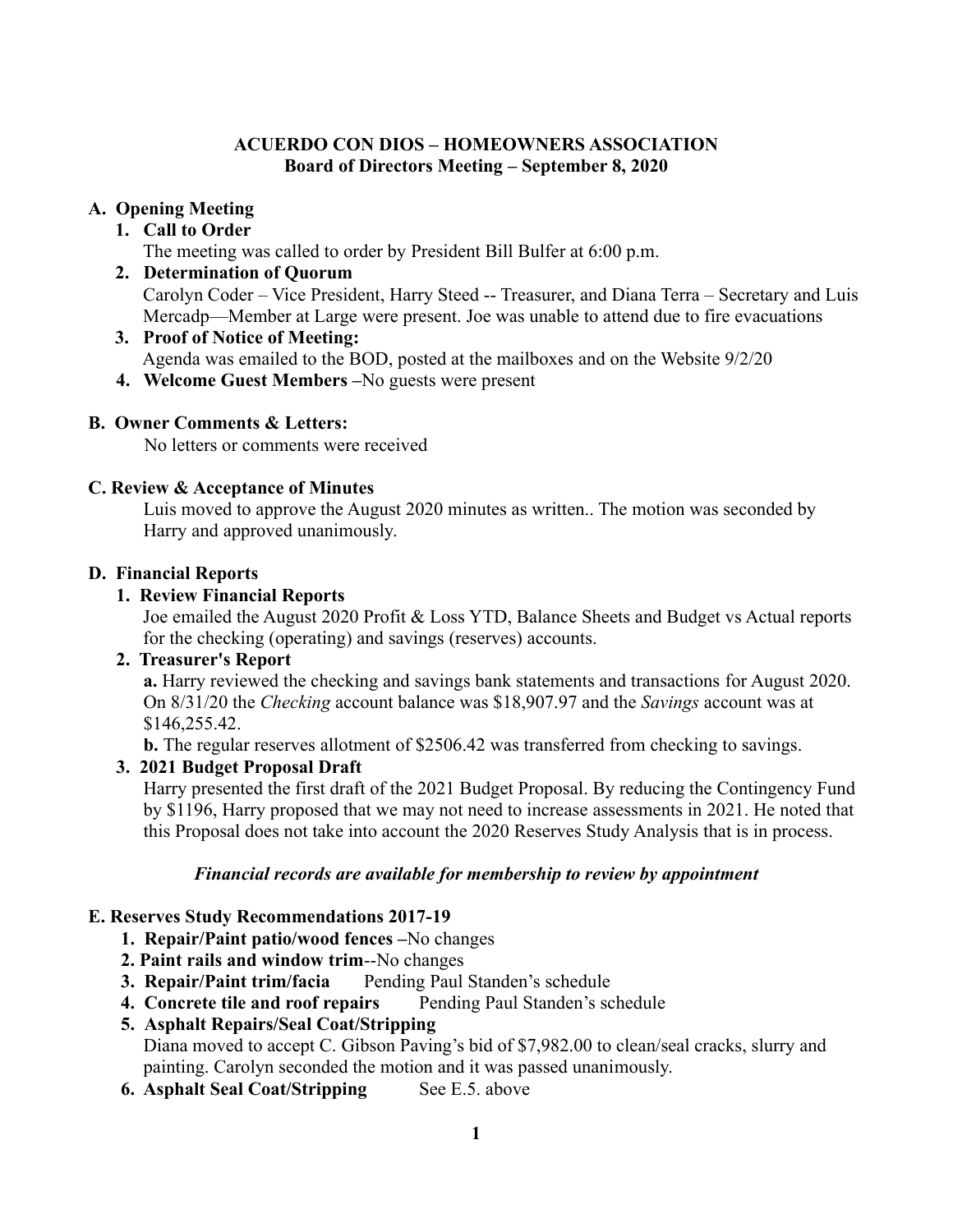**ACUERDO CON DIOS – HOMEOWNERS ASSOCIATION**
**Board of Directors Meeting – September 8, 2020**

## A. Opening Meeting

1. **Call to Order**
   The meeting was called to order by President Bill Bulfer at 6:00 p.m.
2. **Determination of Quorum**
   Carolyn Coder – Vice President, Harry Steed -- Treasurer, and Diana Terra – Secretary and Luis Mercadp—Member at Large were present. Joe was unable to attend due to fire evacuations
3. **Proof of Notice of Meeting:**
   Agenda was emailed to the BOD, posted at the mailboxes and on the Website 9/2/20
4. **Welcome Guest Members –**No guests were present

## B. Owner Comments & Letters:

No letters or comments were received

## C. Review & Acceptance of Minutes

Luis moved to approve the August 2020 minutes as written.. The motion was seconded by Harry and approved unanimously.

## D. Financial Reports

1. **Review Financial Reports**
   Joe emailed the August 2020 Profit & Loss YTD, Balance Sheets and Budget vs Actual reports for the checking (operating) and savings (reserves) accounts.
2. **Treasurer's Report**
   **a.** Harry reviewed the checking and savings bank statements and transactions for August 2020. On 8/31/20 the *Checking* account balance was $18,907.97 and the *Savings* account was at $146,255.42.
   **b.** The regular reserves allotment of $2506.42 was transferred from checking to savings.
3. **2021 Budget Proposal Draft**
   Harry presented the first draft of the 2021 Budget Proposal. By reducing the Contingency Fund by $1196, Harry proposed that we may not need to increase assessments in 2021. He noted that this Proposal does not take into account the 2020 Reserves Study Analysis that is in process.

***Financial records are available for membership to review by appointment***

## E. Reserves Study Recommendations 2017-19

1. **Repair/Paint patio/wood fences –**No changes
2. **Paint rails and window trim**--No changes
3. **Repair/Paint trim/facia** Pending Paul Standen's schedule
4. **Concrete tile and roof repairs** Pending Paul Standen's schedule
5. **Asphalt Repairs/Seal Coat/Stripping**
   Diana moved to accept C. Gibson Paving's bid of $7,982.00 to clean/seal cracks, slurry and painting. Carolyn seconded the motion and it was passed unanimously.
6. **Asphalt Seal Coat/Stripping** See E.5. above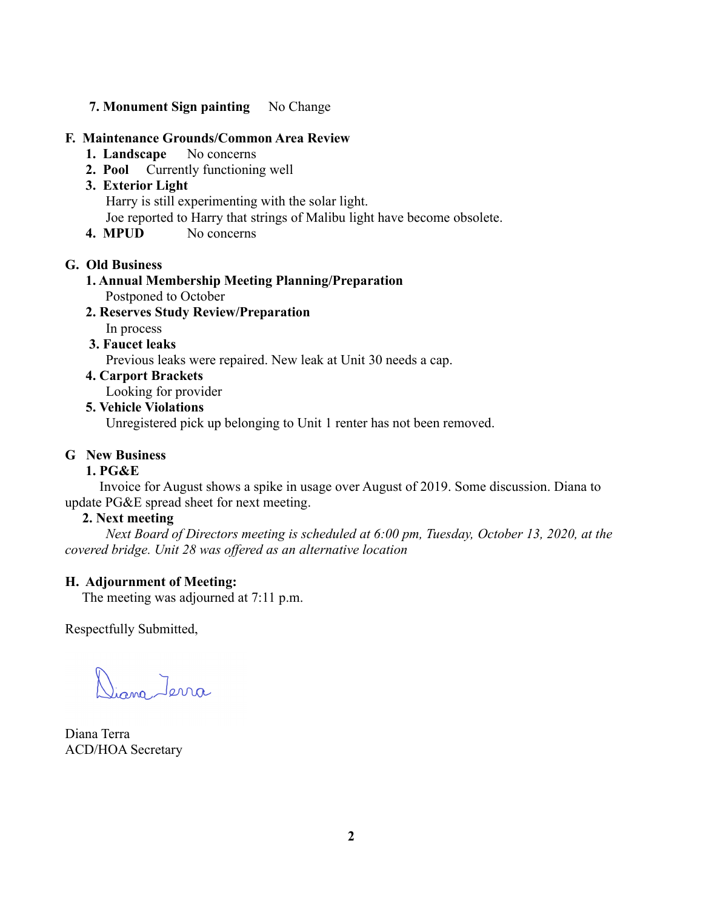**7. Monument Sign painting** No Change

**F. Maintenance Grounds/Common Area Review**

1. **Landscape** No concerns
2. **Pool** Currently functioning well
3. **Exterior Light**
   Harry is still experimenting with the solar light.
   Joe reported to Harry that strings of Malibu light have become obsolete.
4. **MPUD** No concerns

**G. Old Business**

1. **Annual Membership Meeting Planning/Preparation**
   Postponed to October
2. **Reserves Study Review/Preparation**
   In process
3. **Faucet leaks**
   Previous leaks were repaired. New leak at Unit 30 needs a cap.
4. **Carport Brackets**
   Looking for provider
5. **Vehicle Violations**
   Unregistered pick up belonging to Unit 1 renter has not been removed.

**G New Business**

**1. PG&E**

Invoice for August shows a spike in usage over August of 2019. Some discussion. Diana to update PG&E spread sheet for next meeting.

**2. Next meeting**

*Next Board of Directors meeting is scheduled at 6:00 pm, Tuesday, October 13, 2020, at the covered bridge. Unit 28 was offered as an alternative location*

**H. Adjournment of Meeting:**

The meeting was adjourned at 7:11 p.m.

Respectfully Submitted,

Diana Terra

Diana Terra
ACD/HOA Secretary